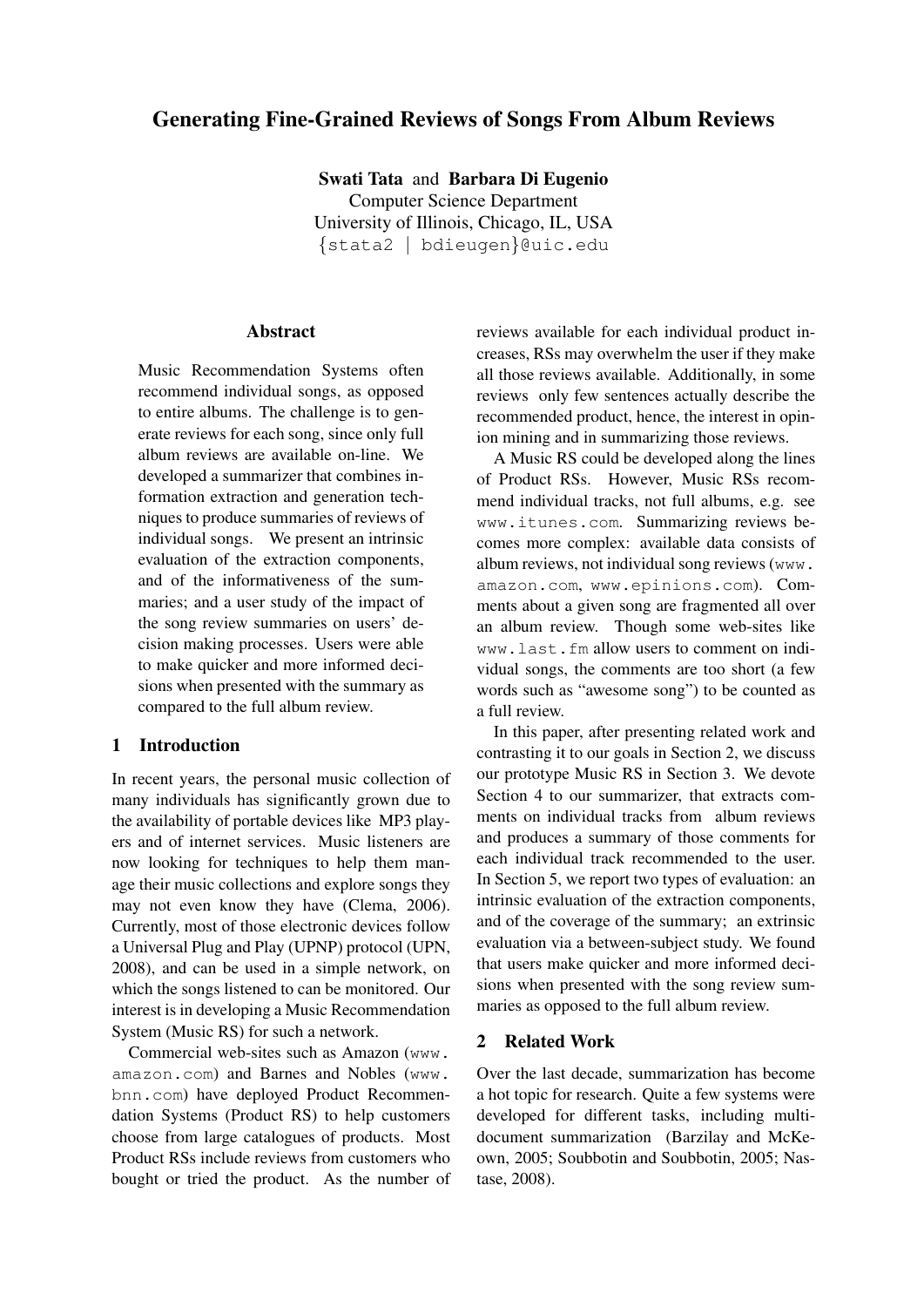# Generating Fine-Grained Reviews of Songs From Album Reviews

**Swati Tata** and **Barbara Di Eugenio**
Computer Science Department
University of Illinois, Chicago, IL, USA
{stata2 | bdieugen}@uic.edu

## Abstract

Music Recommendation Systems often recommend individual songs, as opposed to entire albums. The challenge is to generate reviews for each song, since only full album reviews are available on-line. We developed a summarizer that combines information extraction and generation techniques to produce summaries of reviews of individual songs. We present an intrinsic evaluation of the extraction components, and of the informativeness of the summaries; and a user study of the impact of the song review summaries on users' decision making processes. Users were able to make quicker and more informed decisions when presented with the summary as compared to the full album review.

## 1 Introduction

In recent years, the personal music collection of many individuals has significantly grown due to the availability of portable devices like MP3 players and of internet services. Music listeners are now looking for techniques to help them manage their music collections and explore songs they may not even know they have (Clema, 2006). Currently, most of those electronic devices follow a Universal Plug and Play (UPNP) protocol (UPN, 2008), and can be used in a simple network, on which the songs listened to can be monitored. Our interest is in developing a Music Recommendation System (Music RS) for such a network.

Commercial web-sites such as Amazon (www.amazon.com) and Barnes and Nobles (www.bnn.com) have deployed Product Recommendation Systems (Product RS) to help customers choose from large catalogues of products. Most Product RSs include reviews from customers who bought or tried the product. As the number of reviews available for each individual product increases, RSs may overwhelm the user if they make all those reviews available. Additionally, in some reviews only few sentences actually describe the recommended product, hence, the interest in opinion mining and in summarizing those reviews.

A Music RS could be developed along the lines of Product RSs. However, Music RSs recommend individual tracks, not full albums, e.g. see www.itunes.com. Summarizing reviews becomes more complex: available data consists of album reviews, not individual song reviews (www.amazon.com, www.epinions.com). Comments about a given song are fragmented all over an album review. Though some web-sites like www.last.fm allow users to comment on individual songs, the comments are too short (a few words such as "awesome song") to be counted as a full review.

In this paper, after presenting related work and contrasting it to our goals in Section 2, we discuss our prototype Music RS in Section 3. We devote Section 4 to our summarizer, that extracts comments on individual tracks from album reviews and produces a summary of those comments for each individual track recommended to the user. In Section 5, we report two types of evaluation: an intrinsic evaluation of the extraction components, and of the coverage of the summary; an extrinsic evaluation via a between-subject study. We found that users make quicker and more informed decisions when presented with the song review summaries as opposed to the full album review.

## 2 Related Work

Over the last decade, summarization has become a hot topic for research. Quite a few systems were developed for different tasks, including multi-document summarization (Barzilay and McKeown, 2005; Soubbotin and Soubbotin, 2005; Nastase, 2008).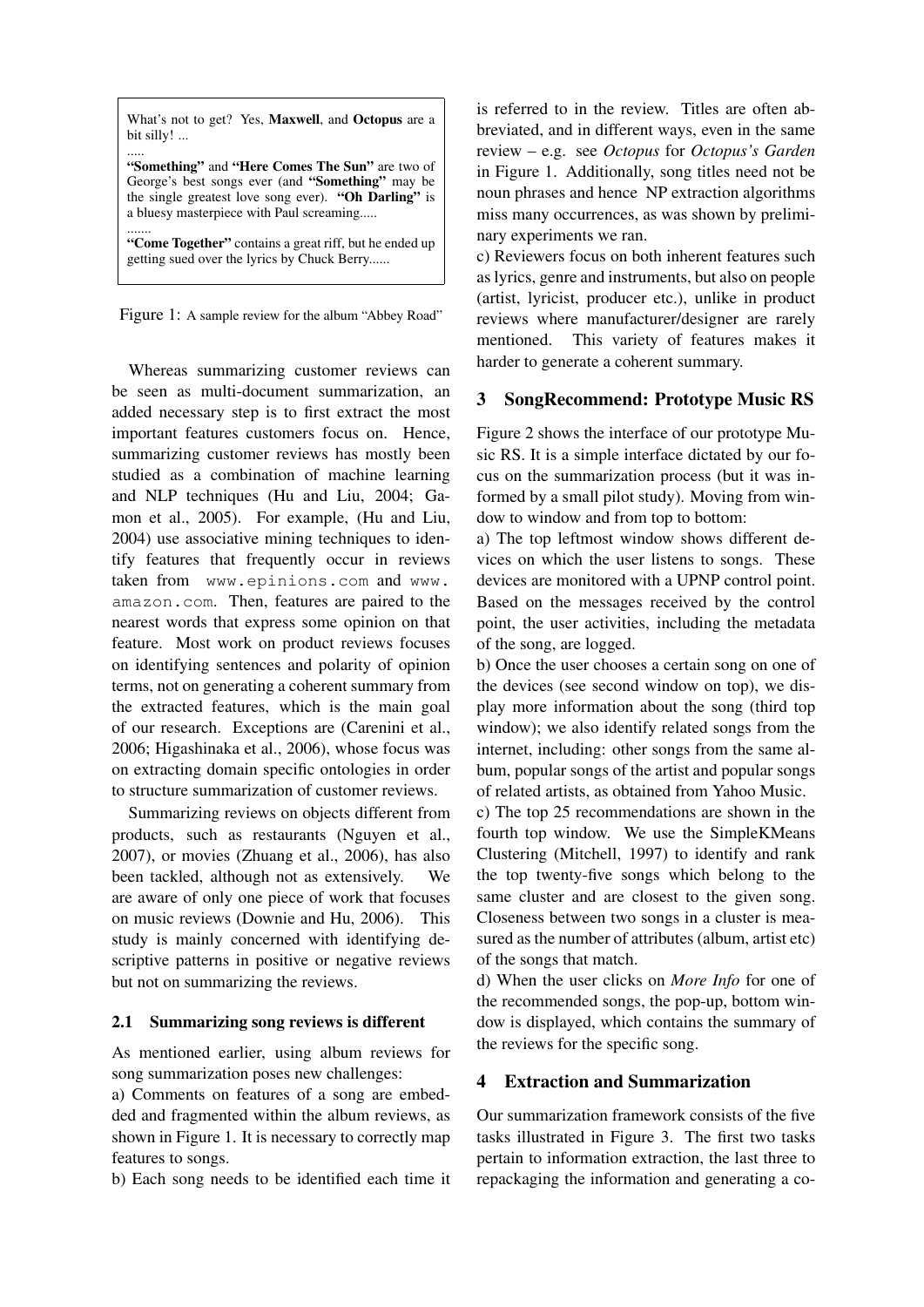What's not to get? Yes, **Maxwell**, and **Octopus** are a bit silly! ...

.....

**"Something"** and **"Here Comes The Sun"** are two of George's best songs ever (and **"Something"** may be the single greatest love song ever). **"Oh Darling"** is a bluesy masterpiece with Paul screaming.....

.......

**"Come Together"** contains a great riff, but he ended up getting sued over the lyrics by Chuck Berry......

Figure 1: A sample review for the album "Abbey Road"

Whereas summarizing customer reviews can be seen as multi-document summarization, an added necessary step is to first extract the most important features customers focus on. Hence, summarizing customer reviews has mostly been studied as a combination of machine learning and NLP techniques (Hu and Liu, 2004; Gamon et al., 2005). For example, (Hu and Liu, 2004) use associative mining techniques to identify features that frequently occur in reviews taken from `www.epinions.com` and `www.amazon.com`. Then, features are paired to the nearest words that express some opinion on that feature. Most work on product reviews focuses on identifying sentences and polarity of opinion terms, not on generating a coherent summary from the extracted features, which is the main goal of our research. Exceptions are (Carenini et al., 2006; Higashinaka et al., 2006), whose focus was on extracting domain specific ontologies in order to structure summarization of customer reviews.

Summarizing reviews on objects different from products, such as restaurants (Nguyen et al., 2007), or movies (Zhuang et al., 2006), has also been tackled, although not as extensively. We are aware of only one piece of work that focuses on music reviews (Downie and Hu, 2006). This study is mainly concerned with identifying descriptive patterns in positive or negative reviews but not on summarizing the reviews.

### 2.1 Summarizing song reviews is different

As mentioned earlier, using album reviews for song summarization poses new challenges:

a) Comments on features of a song are embedded and fragmented within the album reviews, as shown in Figure 1. It is necessary to correctly map features to songs.

b) Each song needs to be identified each time it is referred to in the review. Titles are often abbreviated, and in different ways, even in the same review – e.g. see *Octopus* for *Octopus's Garden* in Figure 1. Additionally, song titles need not be noun phrases and hence NP extraction algorithms miss many occurrences, as was shown by preliminary experiments we ran.

c) Reviewers focus on both inherent features such as lyrics, genre and instruments, but also on people (artist, lyricist, producer etc.), unlike in product reviews where manufacturer/designer are rarely mentioned. This variety of features makes it harder to generate a coherent summary.

## 3 SongRecommend: Prototype Music RS

Figure 2 shows the interface of our prototype Music RS. It is a simple interface dictated by our focus on the summarization process (but it was informed by a small pilot study). Moving from window to window and from top to bottom:

a) The top leftmost window shows different devices on which the user listens to songs. These devices are monitored with a UPNP control point. Based on the messages received by the control point, the user activities, including the metadata of the song, are logged.

b) Once the user chooses a certain song on one of the devices (see second window on top), we display more information about the song (third top window); we also identify related songs from the internet, including: other songs from the same album, popular songs of the artist and popular songs of related artists, as obtained from Yahoo Music.

c) The top 25 recommendations are shown in the fourth top window. We use the SimpleKMeans Clustering (Mitchell, 1997) to identify and rank the top twenty-five songs which belong to the same cluster and are closest to the given song. Closeness between two songs in a cluster is measured as the number of attributes (album, artist etc) of the songs that match.

d) When the user clicks on *More Info* for one of the recommended songs, the pop-up, bottom window is displayed, which contains the summary of the reviews for the specific song.

## 4 Extraction and Summarization

Our summarization framework consists of the five tasks illustrated in Figure 3. The first two tasks pertain to information extraction, the last three to repackaging the information and generating a co-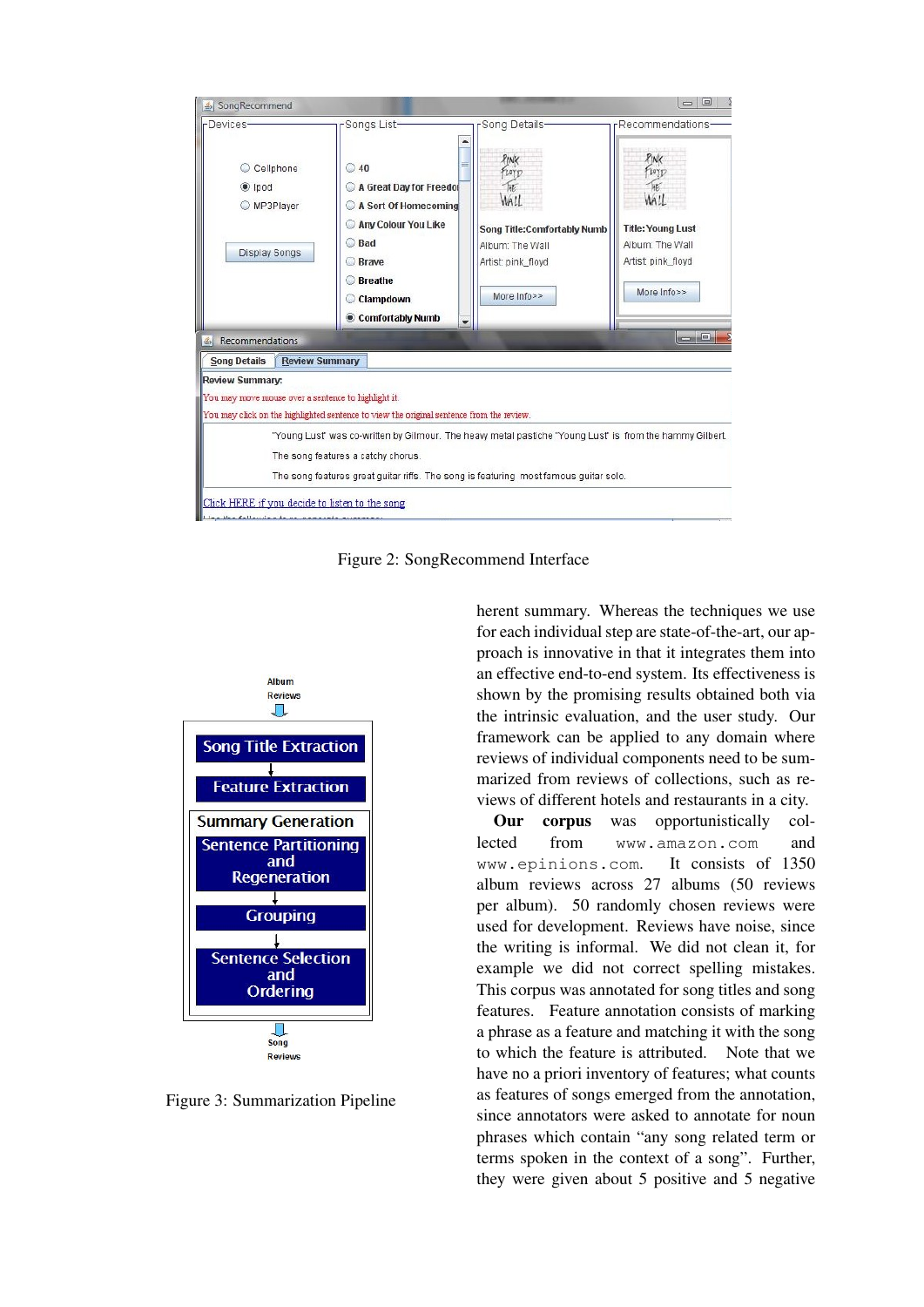Figure 2: SongRecommend Interface

Figure 3: Summarization Pipeline

herent summary. Whereas the techniques we use for each individual step are state-of-the-art, our approach is innovative in that it integrates them into an effective end-to-end system. Its effectiveness is shown by the promising results obtained both via the intrinsic evaluation, and the user study. Our framework can be applied to any domain where reviews of individual components need to be summarized from reviews of collections, such as reviews of different hotels and restaurants in a city.

**Our corpus** was opportunistically collected from `www.amazon.com` and `www.epinions.com`. It consists of 1350 album reviews across 27 albums (50 reviews per album). 50 randomly chosen reviews were used for development. Reviews have noise, since the writing is informal. We did not clean it, for example we did not correct spelling mistakes. This corpus was annotated for song titles and song features. Feature annotation consists of marking a phrase as a feature and matching it with the song to which the feature is attributed. Note that we have no a priori inventory of features; what counts as features of songs emerged from the annotation, since annotators were asked to annotate for noun phrases which contain "any song related term or terms spoken in the context of a song". Further, they were given about 5 positive and 5 negative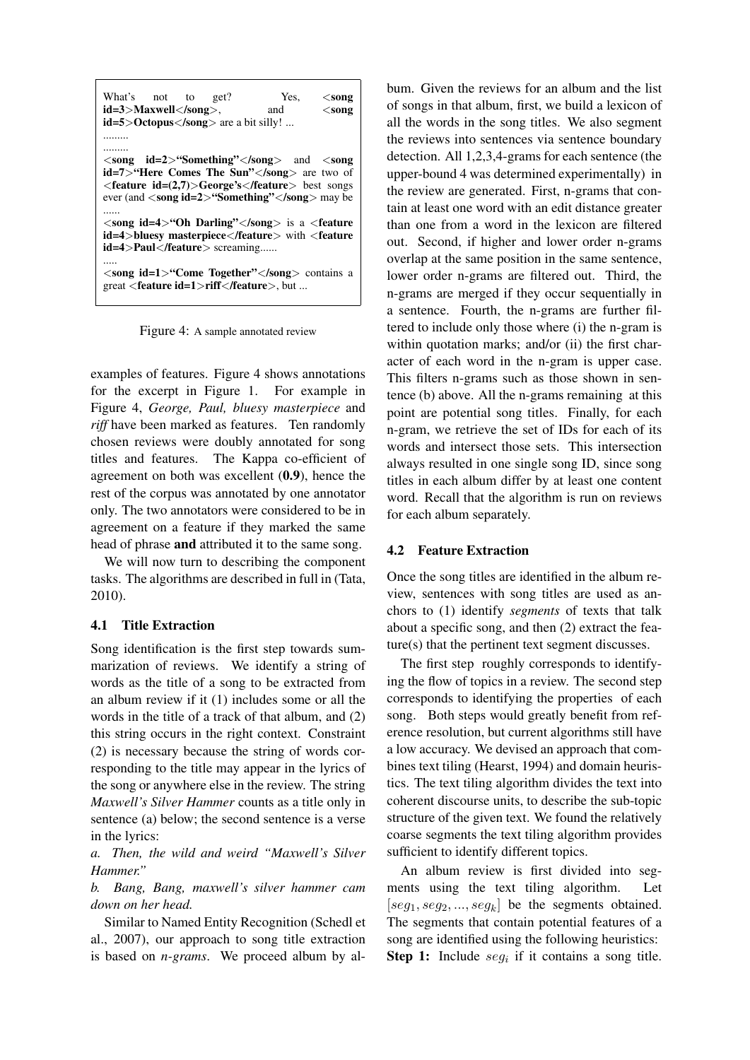What's not to get? Yes, <**song id=3**>**Maxwell**</**song**>, and <**song id=5**>**Octopus**</**song**> are a bit silly! ...
.........
.........
<**song id=2**>**"Something"**</**song**> and <**song id=7**>**"Here Comes The Sun"**</**song**> are two of <**feature id=(2,7)**>**George's**</**feature**> best songs ever (and <**song id=2**>**"Something"**</**song**> may be
......
<**song id=4**>**"Oh Darling"**</**song**> is a <**feature id=4**>**bluesy masterpiece**</**feature**> with <**feature id=4**>**Paul**</**feature**> screaming......
.....
<**song id=1**>**"Come Together"**</**song**> contains a great <**feature id=1**>**riff**</**feature**>, but ...

Figure 4: A sample annotated review

examples of features. Figure 4 shows annotations for the excerpt in Figure 1. For example in Figure 4, *George, Paul, bluesy masterpiece* and *riff* have been marked as features. Ten randomly chosen reviews were doubly annotated for song titles and features. The Kappa co-efficient of agreement on both was excellent (**0.9**), hence the rest of the corpus was annotated by one annotator only. The two annotators were considered to be in agreement on a feature if they marked the same head of phrase **and** attributed it to the same song.

We will now turn to describing the component tasks. The algorithms are described in full in (Tata, 2010).

### 4.1 Title Extraction

Song identification is the first step towards summarization of reviews. We identify a string of words as the title of a song to be extracted from an album review if it (1) includes some or all the words in the title of a track of that album, and (2) this string occurs in the right context. Constraint (2) is necessary because the string of words corresponding to the title may appear in the lyrics of the song or anywhere else in the review. The string *Maxwell's Silver Hammer* counts as a title only in sentence (a) below; the second sentence is a verse in the lyrics:

*a. Then, the wild and weird "Maxwell's Silver Hammer."*

*b. Bang, Bang, maxwell's silver hammer cam down on her head.*

Similar to Named Entity Recognition (Schedl et al., 2007), our approach to song title extraction is based on *n-grams*. We proceed album by album. Given the reviews for an album and the list of songs in that album, first, we build a lexicon of all the words in the song titles. We also segment the reviews into sentences via sentence boundary detection. All 1,2,3,4-grams for each sentence (the upper-bound 4 was determined experimentally) in the review are generated. First, n-grams that contain at least one word with an edit distance greater than one from a word in the lexicon are filtered out. Second, if higher and lower order n-grams overlap at the same position in the same sentence, lower order n-grams are filtered out. Third, the n-grams are merged if they occur sequentially in a sentence. Fourth, the n-grams are further filtered to include only those where (i) the n-gram is within quotation marks; and/or (ii) the first character of each word in the n-gram is upper case. This filters n-grams such as those shown in sentence (b) above. All the n-grams remaining at this point are potential song titles. Finally, for each n-gram, we retrieve the set of IDs for each of its words and intersect those sets. This intersection always resulted in one single song ID, since song titles in each album differ by at least one content word. Recall that the algorithm is run on reviews for each album separately.

### 4.2 Feature Extraction

Once the song titles are identified in the album review, sentences with song titles are used as anchors to (1) identify *segments* of texts that talk about a specific song, and then (2) extract the feature(s) that the pertinent text segment discusses.

The first step roughly corresponds to identifying the flow of topics in a review. The second step corresponds to identifying the properties of each song. Both steps would greatly benefit from reference resolution, but current algorithms still have a low accuracy. We devised an approach that combines text tiling (Hearst, 1994) and domain heuristics. The text tiling algorithm divides the text into coherent discourse units, to describe the sub-topic structure of the given text. We found the relatively coarse segments the text tiling algorithm provides sufficient to identify different topics.

An album review is first divided into segments using the text tiling algorithm. Let $[seg_1, seg_2, ..., seg_k]$ be the segments obtained. The segments that contain potential features of a song are identified using the following heuristics:

**Step 1:** Include $seg_i$ if it contains a song title.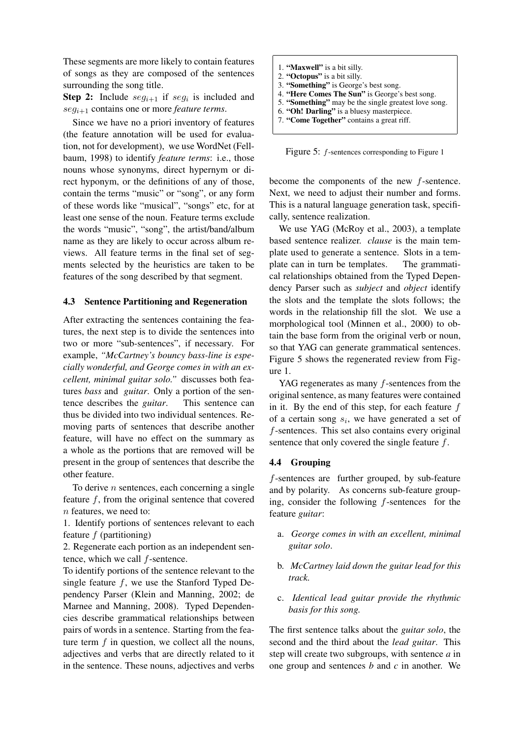These segments are more likely to contain features of songs as they are composed of the sentences surrounding the song title.

**Step 2:** Include $seg_{i+1}$ if $seg_i$ is included and $seg_{i+1}$ contains one or more *feature terms*.

Since we have no a priori inventory of features (the feature annotation will be used for evaluation, not for development), we use WordNet (Fellbaum, 1998) to identify *feature terms*: i.e., those nouns whose synonyms, direct hypernym or direct hyponym, or the definitions of any of those, contain the terms "music" or "song", or any form of these words like "musical", "songs" etc, for at least one sense of the noun. Feature terms exclude the words "music", "song", the artist/band/album name as they are likely to occur across album reviews. All feature terms in the final set of segments selected by the heuristics are taken to be features of the song described by that segment.

### 4.3 Sentence Partitioning and Regeneration

After extracting the sentences containing the features, the next step is to divide the sentences into two or more "sub-sentences", if necessary. For example, *"McCartney's bouncy bass-line is especially wonderful, and George comes in with an excellent, minimal guitar solo."* discusses both features *bass* and *guitar*. Only a portion of the sentence describes the *guitar*. This sentence can thus be divided into two individual sentences. Removing parts of sentences that describe another feature, will have no effect on the summary as a whole as the portions that are removed will be present in the group of sentences that describe the other feature.

To derive $n$ sentences, each concerning a single feature $f$, from the original sentence that covered $n$ features, we need to:

1. Identify portions of sentences relevant to each feature $f$ (partitioning)
2. Regenerate each portion as an independent sentence, which we call $f$-sentence.

To identify portions of the sentence relevant to the single feature $f$, we use the Stanford Typed Dependency Parser (Klein and Manning, 2002; de Marnee and Manning, 2008). Typed Dependencies describe grammatical relationships between pairs of words in a sentence. Starting from the feature term $f$ in question, we collect all the nouns, adjectives and verbs that are directly related to it in the sentence. These nouns, adjectives and verbs become the components of the new $f$-sentence. Next, we need to adjust their number and forms. This is a natural language generation task, specifically, sentence realization.

1. **"Maxwell"** is a bit silly.
2. **"Octopus"** is a bit silly.
3. **"Something"** is George's best song.
4. **"Here Comes The Sun"** is George's best song.
5. **"Something"** may be the single greatest love song.
6. **"Oh! Darling"** is a bluesy masterpiece.
7. **"Come Together"** contains a great riff.

Figure 5: $f$-sentences corresponding to Figure 1

We use YAG (McRoy et al., 2003), a template based sentence realizer. *clause* is the main template used to generate a sentence. Slots in a template can in turn be templates. The grammatical relationships obtained from the Typed Dependency Parser such as *subject* and *object* identify the slots and the template the slots follows; the words in the relationship fill the slot. We use a morphological tool (Minnen et al., 2000) to obtain the base form from the original verb or noun, so that YAG can generate grammatical sentences. Figure 5 shows the regenerated review from Figure 1.

YAG regenerates as many $f$-sentences from the original sentence, as many features were contained in it. By the end of this step, for each feature $f$ of a certain song $s_i$, we have generated a set of $f$-sentences. This set also contains every original sentence that only covered the single feature $f$.

### 4.4 Grouping

$f$-sentences are further grouped, by sub-feature and by polarity. As concerns sub-feature grouping, consider the following $f$-sentences for the feature *guitar*:

a. *George comes in with an excellent, minimal guitar solo*.

b. *McCartney laid down the guitar lead for this track.*

c. *Identical lead guitar provide the rhythmic basis for this song.*

The first sentence talks about the *guitar solo*, the second and the third about the *lead guitar*. This step will create two subgroups, with sentence *a* in one group and sentences *b* and *c* in another. We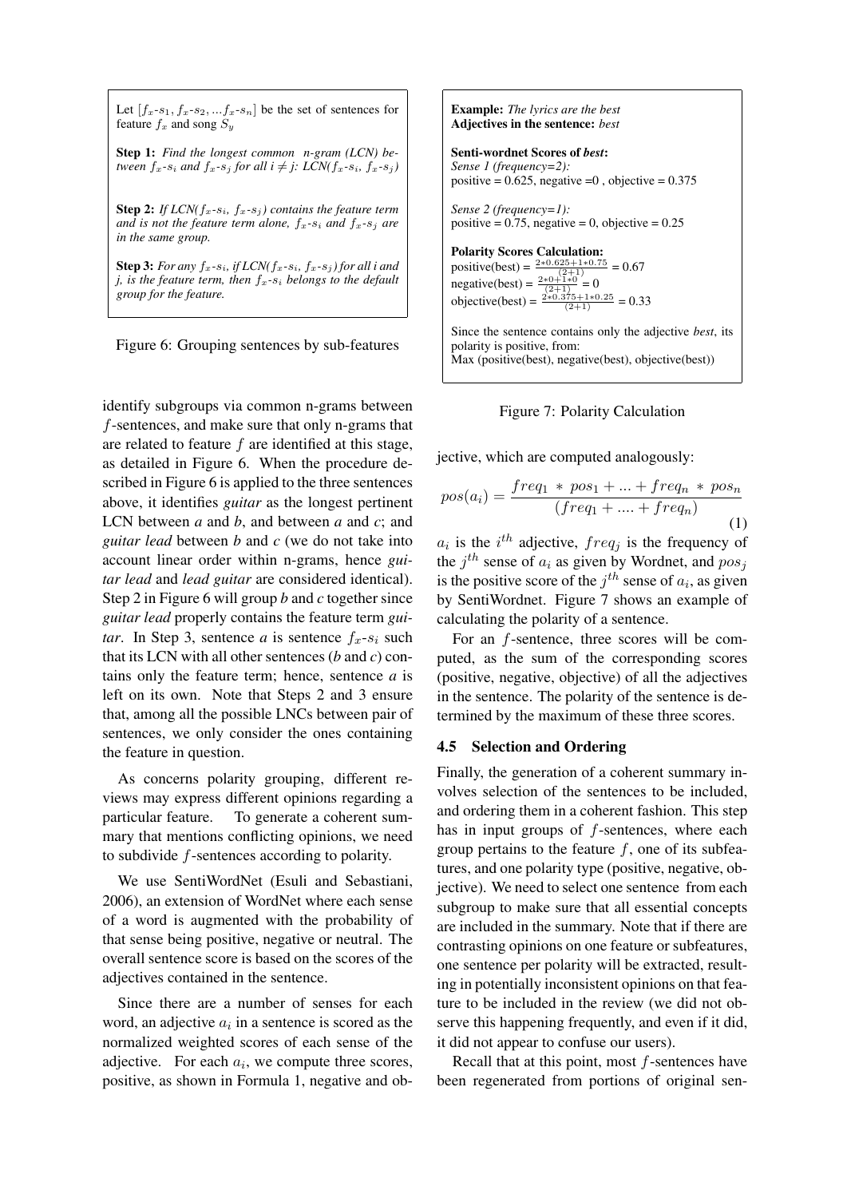Let $[f_x\text{-}s_1, f_x\text{-}s_2, ... f_x\text{-}s_n]$ be the set of sentences for feature $f_x$ and song $S_y$

**Step 1:** *Find the longest common n-gram (LCN) between $f_x$-$s_i$ and $f_x$-$s_j$ for all $i \neq j$: LCN($f_x$-$s_i$, $f_x$-$s_j$)*

**Step 2:** *If LCN($f_x$-$s_i$, $f_x$-$s_j$) contains the feature term and is not the feature term alone, $f_x$-$s_i$ and $f_x$-$s_j$ are in the same group.*

**Step 3:** *For any $f_x$-$s_i$, if LCN($f_x$-$s_i$, $f_x$-$s_j$) for all i and j, is the feature term, then $f_x$-$s_i$ belongs to the default group for the feature.*

Figure 6: Grouping sentences by sub-features

identify subgroups via common n-grams between $f$-sentences, and make sure that only n-grams that are related to feature $f$ are identified at this stage, as detailed in Figure 6. When the procedure described in Figure 6 is applied to the three sentences above, it identifies *guitar* as the longest pertinent LCN between *a* and *b*, and between *a* and *c*; and *guitar lead* between *b* and *c* (we do not take into account linear order within n-grams, hence *guitar lead* and *lead guitar* are considered identical). Step 2 in Figure 6 will group *b* and *c* together since *guitar lead* properly contains the feature term *guitar*. In Step 3, sentence *a* is sentence $f_x$-$s_i$ such that its LCN with all other sentences (*b* and *c*) contains only the feature term; hence, sentence *a* is left on its own. Note that Steps 2 and 3 ensure that, among all the possible LNCs between pair of sentences, we only consider the ones containing the feature in question.

As concerns polarity grouping, different reviews may express different opinions regarding a particular feature. To generate a coherent summary that mentions conflicting opinions, we need to subdivide $f$-sentences according to polarity.

We use SentiWordNet (Esuli and Sebastiani, 2006), an extension of WordNet where each sense of a word is augmented with the probability of that sense being positive, negative or neutral. The overall sentence score is based on the scores of the adjectives contained in the sentence.

Since there are a number of senses for each word, an adjective $a_i$ in a sentence is scored as the normalized weighted scores of each sense of the adjective. For each $a_i$, we compute three scores, positive, as shown in Formula 1, negative and objective, which are computed analogously:

$$pos(a_i) = \frac{freq_1 * pos_1 + ... + freq_n * pos_n}{(freq_1 + .... + freq_n)} \quad (1)$$

$a_i$ is the $i^{th}$ adjective, $freq_j$ is the frequency of the $j^{th}$ sense of $a_i$ as given by Wordnet, and $pos_j$ is the positive score of the $j^{th}$ sense of $a_i$, as given by SentiWordnet. Figure 7 shows an example of calculating the polarity of a sentence.

**Example:** *The lyrics are the best*
**Adjectives in the sentence:** *best*

**Senti-wordnet Scores of *best*:**
*Sense 1 (frequency=2):*
positive = 0.625, negative =0 , objective = 0.375

*Sense 2 (frequency=1):*
positive = 0.75, negative = 0, objective = 0.25

**Polarity Scores Calculation:**
positive(best) = $\frac{2*0.625+1*0.75}{(2+1)}$ = 0.67
negative(best) = $\frac{2*0+1*0}{(2+1)}$ = 0
objective(best) = $\frac{2*0.375+1*0.25}{(2+1)}$ = 0.33

Since the sentence contains only the adjective *best*, its polarity is positive, from:
Max (positive(best), negative(best), objective(best))

Figure 7: Polarity Calculation

For an $f$-sentence, three scores will be computed, as the sum of the corresponding scores (positive, negative, objective) of all the adjectives in the sentence. The polarity of the sentence is determined by the maximum of these three scores.

### 4.5 Selection and Ordering

Finally, the generation of a coherent summary involves selection of the sentences to be included, and ordering them in a coherent fashion. This step has in input groups of $f$-sentences, where each group pertains to the feature $f$, one of its subfeatures, and one polarity type (positive, negative, objective). We need to select one sentence from each subgroup to make sure that all essential concepts are included in the summary. Note that if there are contrasting opinions on one feature or subfeatures, one sentence per polarity will be extracted, resulting in potentially inconsistent opinions on that feature to be included in the review (we did not observe this happening frequently, and even if it did, it did not appear to confuse our users).

Recall that at this point, most $f$-sentences have been regenerated from portions of original sen-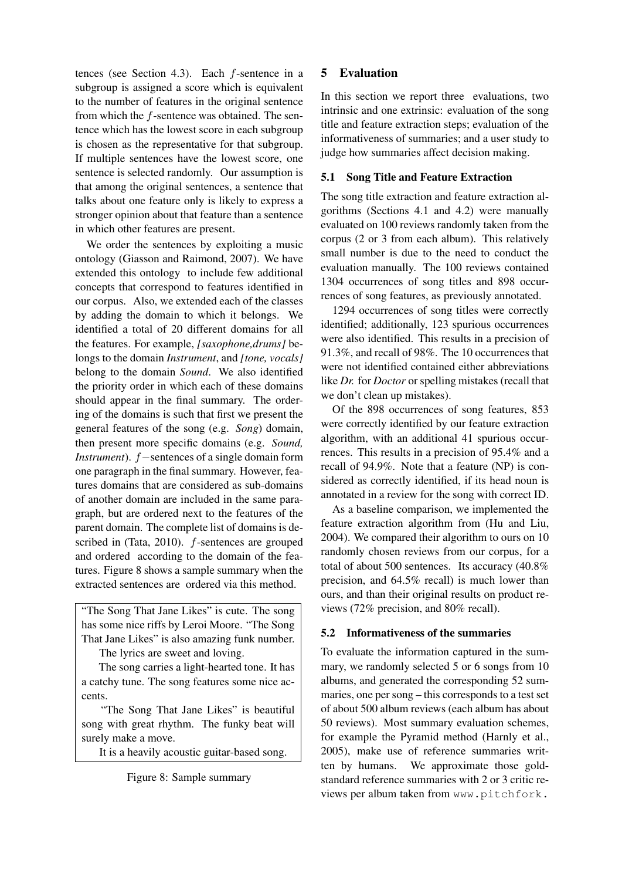tences (see Section 4.3). Each $f$-sentence in a subgroup is assigned a score which is equivalent to the number of features in the original sentence from which the $f$-sentence was obtained. The sentence which has the lowest score in each subgroup is chosen as the representative for that subgroup. If multiple sentences have the lowest score, one sentence is selected randomly. Our assumption is that among the original sentences, a sentence that talks about one feature only is likely to express a stronger opinion about that feature than a sentence in which other features are present.

We order the sentences by exploiting a music ontology (Giasson and Raimond, 2007). We have extended this ontology to include few additional concepts that correspond to features identified in our corpus. Also, we extended each of the classes by adding the domain to which it belongs. We identified a total of 20 different domains for all the features. For example, *[saxophone,drums]* belongs to the domain *Instrument*, and *[tone, vocals]* belong to the domain *Sound*. We also identified the priority order in which each of these domains should appear in the final summary. The ordering of the domains is such that first we present the general features of the song (e.g. *Song*) domain, then present more specific domains (e.g. *Sound, Instrument*). $f-$sentences of a single domain form one paragraph in the final summary. However, features domains that are considered as sub-domains of another domain are included in the same paragraph, but are ordered next to the features of the parent domain. The complete list of domains is described in (Tata, 2010). $f$-sentences are grouped and ordered according to the domain of the features. Figure 8 shows a sample summary when the extracted sentences are ordered via this method.

> "The Song That Jane Likes" is cute. The song has some nice riffs by Leroi Moore. "The Song That Jane Likes" is also amazing funk number.
>
> The lyrics are sweet and loving.
>
> The song carries a light-hearted tone. It has a catchy tune. The song features some nice accents.
>
> "The Song That Jane Likes" is beautiful song with great rhythm. The funky beat will surely make a move.
>
> It is a heavily acoustic guitar-based song.

Figure 8: Sample summary

## 5 Evaluation

In this section we report three evaluations, two intrinsic and one extrinsic: evaluation of the song title and feature extraction steps; evaluation of the informativeness of summaries; and a user study to judge how summaries affect decision making.

### 5.1 Song Title and Feature Extraction

The song title extraction and feature extraction algorithms (Sections 4.1 and 4.2) were manually evaluated on 100 reviews randomly taken from the corpus (2 or 3 from each album). This relatively small number is due to the need to conduct the evaluation manually. The 100 reviews contained 1304 occurrences of song titles and 898 occurrences of song features, as previously annotated.

1294 occurrences of song titles were correctly identified; additionally, 123 spurious occurrences were also identified. This results in a precision of 91.3%, and recall of 98%. The 10 occurrences that were not identified contained either abbreviations like *Dr.* for *Doctor* or spelling mistakes (recall that we don't clean up mistakes).

Of the 898 occurrences of song features, 853 were correctly identified by our feature extraction algorithm, with an additional 41 spurious occurrences. This results in a precision of 95.4% and a recall of 94.9%. Note that a feature (NP) is considered as correctly identified, if its head noun is annotated in a review for the song with correct ID.

As a baseline comparison, we implemented the feature extraction algorithm from (Hu and Liu, 2004). We compared their algorithm to ours on 10 randomly chosen reviews from our corpus, for a total of about 500 sentences. Its accuracy (40.8% precision, and 64.5% recall) is much lower than ours, and than their original results on product reviews (72% precision, and 80% recall).

### 5.2 Informativeness of the summaries

To evaluate the information captured in the summary, we randomly selected 5 or 6 songs from 10 albums, and generated the corresponding 52 summaries, one per song – this corresponds to a test set of about 500 album reviews (each album has about 50 reviews). Most summary evaluation schemes, for example the Pyramid method (Harnly et al., 2005), make use of reference summaries written by humans. We approximate those gold-standard reference summaries with 2 or 3 critic reviews per album taken from `www.pitchfork.`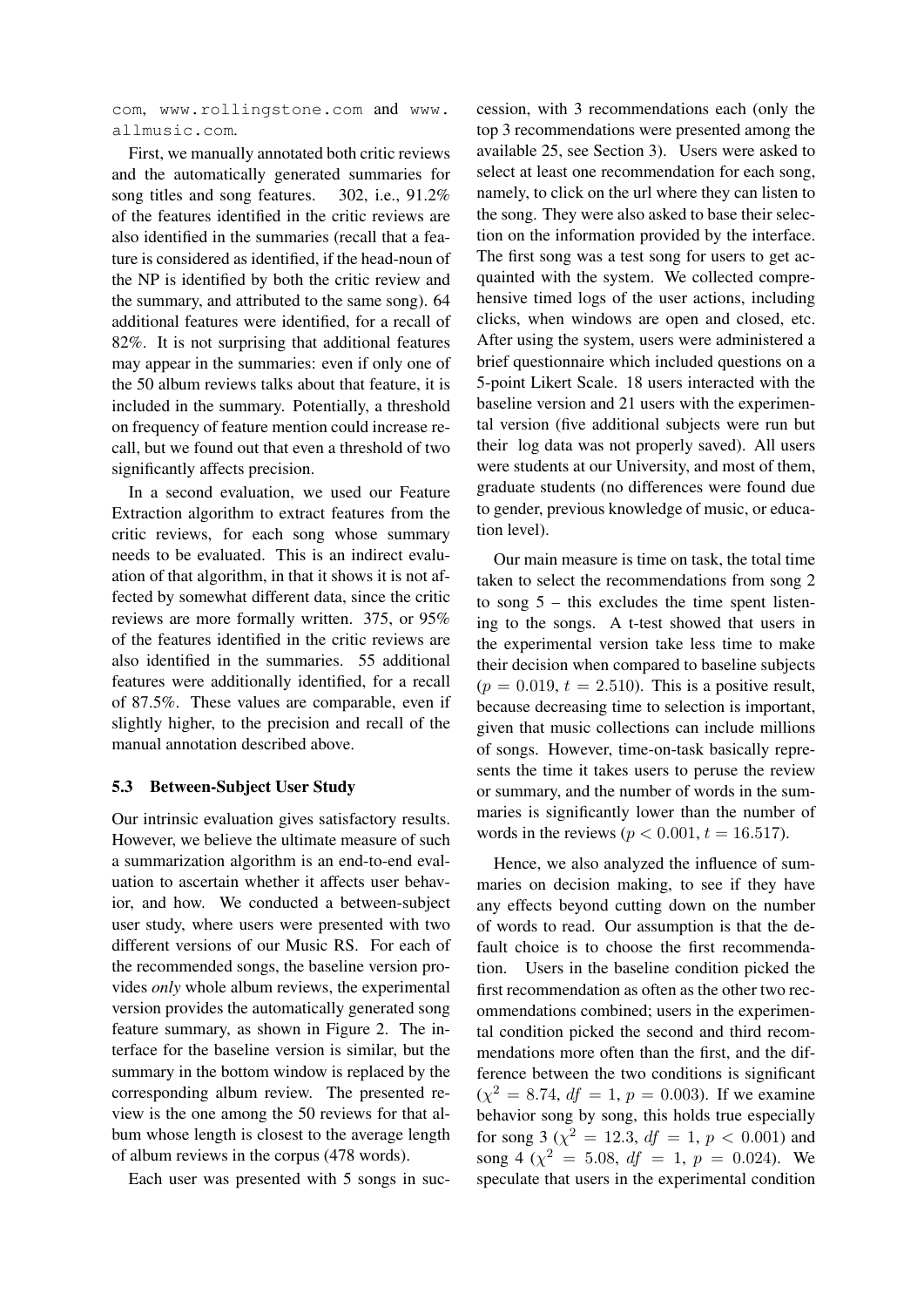com, www.rollingstone.com and www.allmusic.com.

First, we manually annotated both critic reviews and the automatically generated summaries for song titles and song features. 302, i.e., 91.2% of the features identified in the critic reviews are also identified in the summaries (recall that a feature is considered as identified, if the head-noun of the NP is identified by both the critic review and the summary, and attributed to the same song). 64 additional features were identified, for a recall of 82%. It is not surprising that additional features may appear in the summaries: even if only one of the 50 album reviews talks about that feature, it is included in the summary. Potentially, a threshold on frequency of feature mention could increase recall, but we found out that even a threshold of two significantly affects precision.

In a second evaluation, we used our Feature Extraction algorithm to extract features from the critic reviews, for each song whose summary needs to be evaluated. This is an indirect evaluation of that algorithm, in that it shows it is not affected by somewhat different data, since the critic reviews are more formally written. 375, or 95% of the features identified in the critic reviews are also identified in the summaries. 55 additional features were additionally identified, for a recall of 87.5%. These values are comparable, even if slightly higher, to the precision and recall of the manual annotation described above.

### 5.3 Between-Subject User Study

Our intrinsic evaluation gives satisfactory results. However, we believe the ultimate measure of such a summarization algorithm is an end-to-end evaluation to ascertain whether it affects user behavior, and how. We conducted a between-subject user study, where users were presented with two different versions of our Music RS. For each of the recommended songs, the baseline version provides *only* whole album reviews, the experimental version provides the automatically generated song feature summary, as shown in Figure 2. The interface for the baseline version is similar, but the summary in the bottom window is replaced by the corresponding album review. The presented review is the one among the 50 reviews for that album whose length is closest to the average length of album reviews in the corpus (478 words).

Each user was presented with 5 songs in succession, with 3 recommendations each (only the top 3 recommendations were presented among the available 25, see Section 3). Users were asked to select at least one recommendation for each song, namely, to click on the url where they can listen to the song. They were also asked to base their selection on the information provided by the interface. The first song was a test song for users to get acquainted with the system. We collected comprehensive timed logs of the user actions, including clicks, when windows are open and closed, etc. After using the system, users were administered a brief questionnaire which included questions on a 5-point Likert Scale. 18 users interacted with the baseline version and 21 users with the experimental version (five additional subjects were run but their log data was not properly saved). All users were students at our University, and most of them, graduate students (no differences were found due to gender, previous knowledge of music, or education level).

Our main measure is time on task, the total time taken to select the recommendations from song 2 to song 5 – this excludes the time spent listening to the songs. A t-test showed that users in the experimental version take less time to make their decision when compared to baseline subjects ($p = 0.019$, $t = 2.510$). This is a positive result, because decreasing time to selection is important, given that music collections can include millions of songs. However, time-on-task basically represents the time it takes users to peruse the review or summary, and the number of words in the summaries is significantly lower than the number of words in the reviews ($p < 0.001$, $t = 16.517$).

Hence, we also analyzed the influence of summaries on decision making, to see if they have any effects beyond cutting down on the number of words to read. Our assumption is that the default choice is to choose the first recommendation. Users in the baseline condition picked the first recommendation as often as the other two recommendations combined; users in the experimental condition picked the second and third recommendations more often than the first, and the difference between the two conditions is significant ($\chi^2 = 8.74$, $df = 1$, $p = 0.003$). If we examine behavior song by song, this holds true especially for song 3 ($\chi^2 = 12.3$, $df = 1$, $p < 0.001$) and song 4 ($\chi^2 = 5.08$, $df = 1$, $p = 0.024$). We speculate that users in the experimental condition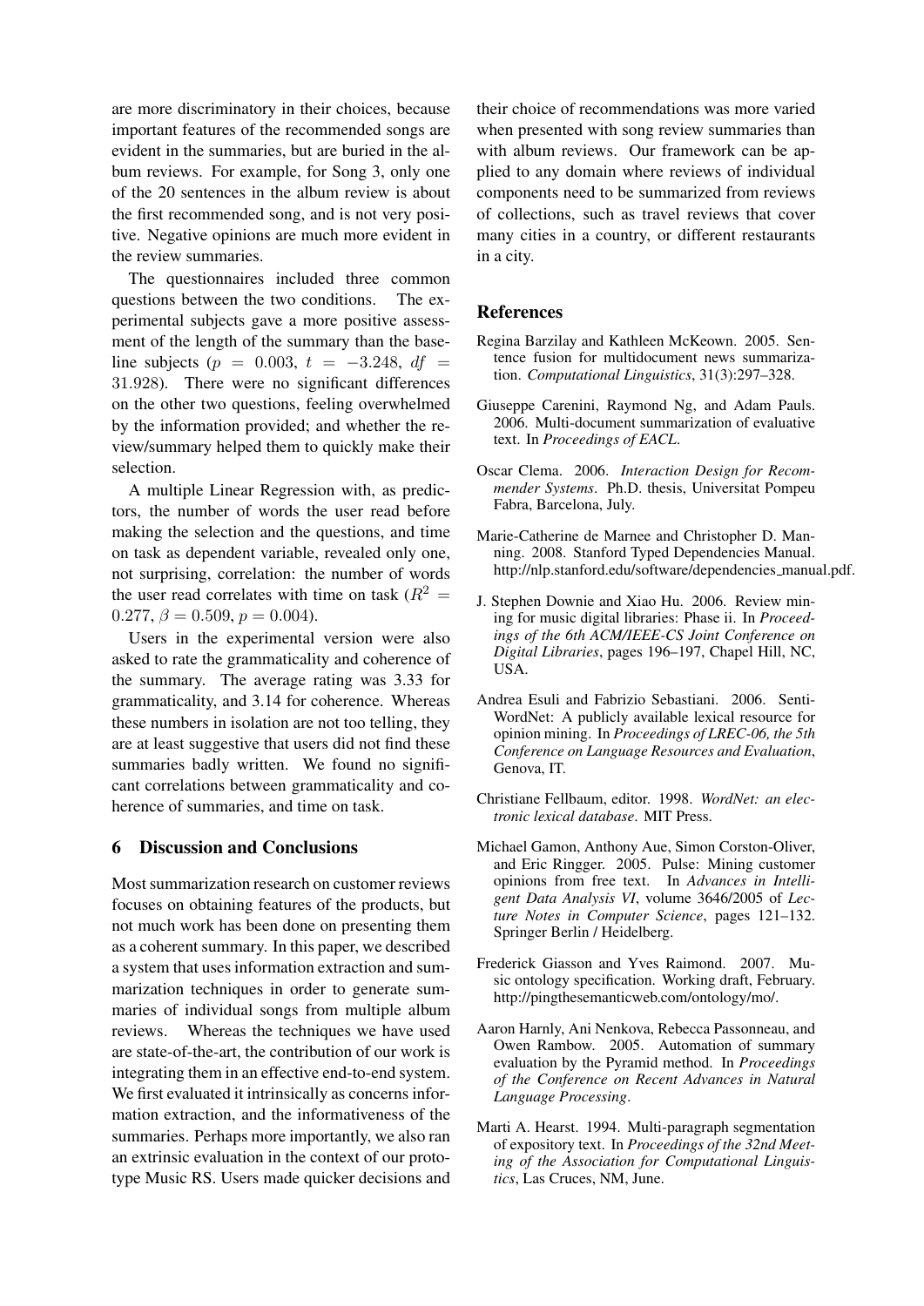are more discriminatory in their choices, because important features of the recommended songs are evident in the summaries, but are buried in the album reviews. For example, for Song 3, only one of the 20 sentences in the album review is about the first recommended song, and is not very positive. Negative opinions are much more evident in the review summaries.

The questionnaires included three common questions between the two conditions. The experimental subjects gave a more positive assessment of the length of the summary than the baseline subjects ($p = 0.003$, $t = -3.248$, $df = 31.928$). There were no significant differences on the other two questions, feeling overwhelmed by the information provided; and whether the review/summary helped them to quickly make their selection.

A multiple Linear Regression with, as predictors, the number of words the user read before making the selection and the questions, and time on task as dependent variable, revealed only one, not surprising, correlation: the number of words the user read correlates with time on task ($R^2 = 0.277$, $\beta = 0.509$, $p = 0.004$).

Users in the experimental version were also asked to rate the grammaticality and coherence of the summary. The average rating was 3.33 for grammaticality, and 3.14 for coherence. Whereas these numbers in isolation are not too telling, they are at least suggestive that users did not find these summaries badly written. We found no significant correlations between grammaticality and coherence of summaries, and time on task.

## 6 Discussion and Conclusions

Most summarization research on customer reviews focuses on obtaining features of the products, but not much work has been done on presenting them as a coherent summary. In this paper, we described a system that uses information extraction and summarization techniques in order to generate summaries of individual songs from multiple album reviews. Whereas the techniques we have used are state-of-the-art, the contribution of our work is integrating them in an effective end-to-end system. We first evaluated it intrinsically as concerns information extraction, and the informativeness of the summaries. Perhaps more importantly, we also ran an extrinsic evaluation in the context of our prototype Music RS. Users made quicker decisions and their choice of recommendations was more varied when presented with song review summaries than with album reviews. Our framework can be applied to any domain where reviews of individual components need to be summarized from reviews of collections, such as travel reviews that cover many cities in a country, or different restaurants in a city.

## References

Regina Barzilay and Kathleen McKeown. 2005. Sentence fusion for multidocument news summarization. *Computational Linguistics*, 31(3):297–328.

Giuseppe Carenini, Raymond Ng, and Adam Pauls. 2006. Multi-document summarization of evaluative text. In *Proceedings of EACL*.

Oscar Clema. 2006. *Interaction Design for Recommender Systems*. Ph.D. thesis, Universitat Pompeu Fabra, Barcelona, July.

Marie-Catherine de Marnee and Christopher D. Manning. 2008. Stanford Typed Dependencies Manual. http://nlp.stanford.edu/software/dependencies_manual.pdf.

J. Stephen Downie and Xiao Hu. 2006. Review mining for music digital libraries: Phase ii. In *Proceedings of the 6th ACM/IEEE-CS Joint Conference on Digital Libraries*, pages 196–197, Chapel Hill, NC, USA.

Andrea Esuli and Fabrizio Sebastiani. 2006. SentiWordNet: A publicly available lexical resource for opinion mining. In *Proceedings of LREC-06, the 5th Conference on Language Resources and Evaluation*, Genova, IT.

Christiane Fellbaum, editor. 1998. *WordNet: an electronic lexical database*. MIT Press.

Michael Gamon, Anthony Aue, Simon Corston-Oliver, and Eric Ringger. 2005. Pulse: Mining customer opinions from free text. In *Advances in Intelligent Data Analysis VI*, volume 3646/2005 of *Lecture Notes in Computer Science*, pages 121–132. Springer Berlin / Heidelberg.

Frederick Giasson and Yves Raimond. 2007. Music ontology specification. Working draft, February. http://pingthesemanticweb.com/ontology/mo/.

Aaron Harnly, Ani Nenkova, Rebecca Passonneau, and Owen Rambow. 2005. Automation of summary evaluation by the Pyramid method. In *Proceedings of the Conference on Recent Advances in Natural Language Processing*.

Marti A. Hearst. 1994. Multi-paragraph segmentation of expository text. In *Proceedings of the 32nd Meeting of the Association for Computational Linguistics*, Las Cruces, NM, June.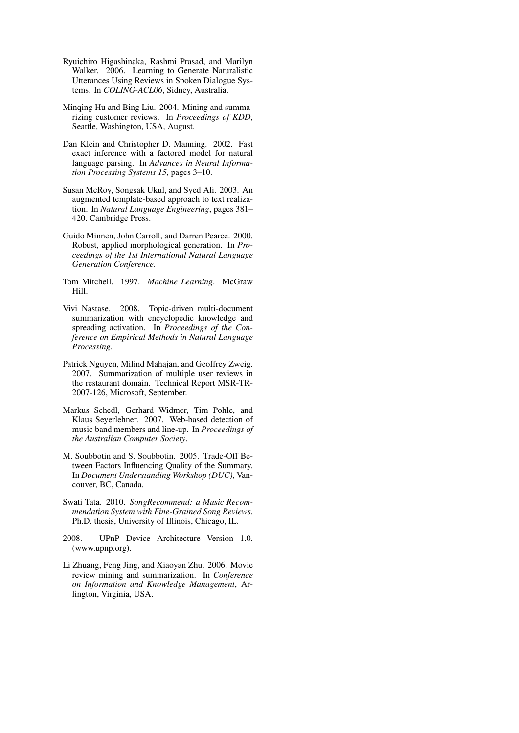Ryuichiro Higashinaka, Rashmi Prasad, and Marilyn Walker. 2006. Learning to Generate Naturalistic Utterances Using Reviews in Spoken Dialogue Systems. In *COLING-ACL06*, Sidney, Australia.

Minqing Hu and Bing Liu. 2004. Mining and summarizing customer reviews. In *Proceedings of KDD*, Seattle, Washington, USA, August.

Dan Klein and Christopher D. Manning. 2002. Fast exact inference with a factored model for natural language parsing. In *Advances in Neural Information Processing Systems 15*, pages 3–10.

Susan McRoy, Songsak Ukul, and Syed Ali. 2003. An augmented template-based approach to text realization. In *Natural Language Engineering*, pages 381–420. Cambridge Press.

Guido Minnen, John Carroll, and Darren Pearce. 2000. Robust, applied morphological generation. In *Proceedings of the 1st International Natural Language Generation Conference*.

Tom Mitchell. 1997. *Machine Learning*. McGraw Hill.

Vivi Nastase. 2008. Topic-driven multi-document summarization with encyclopedic knowledge and spreading activation. In *Proceedings of the Conference on Empirical Methods in Natural Language Processing*.

Patrick Nguyen, Milind Mahajan, and Geoffrey Zweig. 2007. Summarization of multiple user reviews in the restaurant domain. Technical Report MSR-TR-2007-126, Microsoft, September.

Markus Schedl, Gerhard Widmer, Tim Pohle, and Klaus Seyerlehner. 2007. Web-based detection of music band members and line-up. In *Proceedings of the Australian Computer Society*.

M. Soubbotin and S. Soubbotin. 2005. Trade-Off Between Factors Influencing Quality of the Summary. In *Document Understanding Workshop (DUC)*, Vancouver, BC, Canada.

Swati Tata. 2010. *SongRecommend: a Music Recommendation System with Fine-Grained Song Reviews*. Ph.D. thesis, University of Illinois, Chicago, IL.

2008. UPnP Device Architecture Version 1.0. (www.upnp.org).

Li Zhuang, Feng Jing, and Xiaoyan Zhu. 2006. Movie review mining and summarization. In *Conference on Information and Knowledge Management*, Arlington, Virginia, USA.